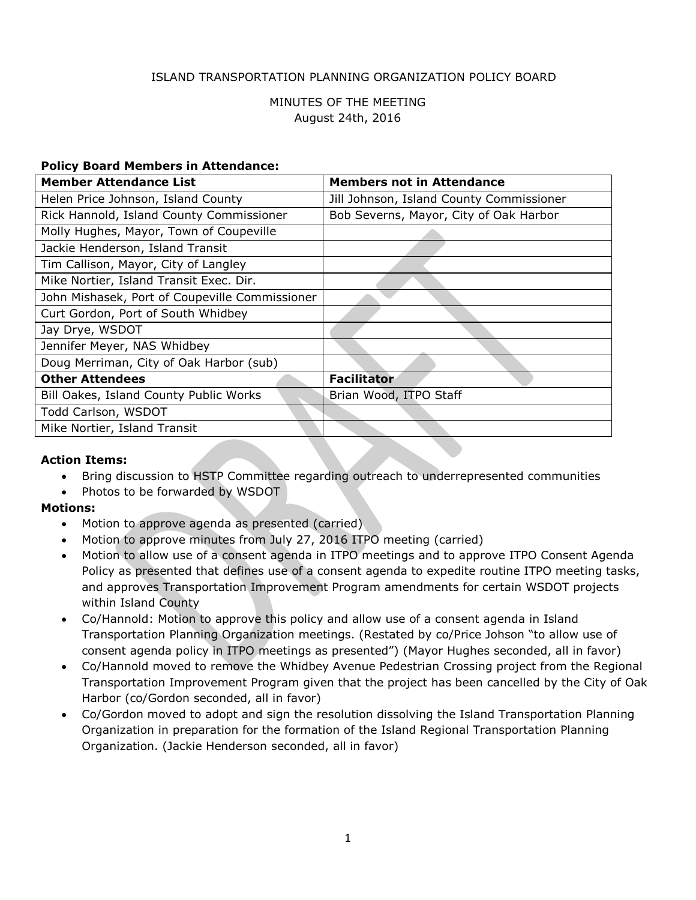ISLAND TRANSPORTATION PLANNING ORGANIZATION POLICY BOARD

MINUTES OF THE MEETING
August 24th, 2016

**Policy Board Members in Attendance:**

| **Member Attendance List** | **Members not in Attendance** |
|---|---|
| Helen Price Johnson, Island County | Jill Johnson, Island County Commissioner |
| Rick Hannold, Island County Commissioner | Bob Severns, Mayor, City of Oak Harbor |
| Molly Hughes, Mayor, Town of Coupeville | |
| Jackie Henderson, Island Transit | |
| Tim Callison, Mayor, City of Langley | |
| Mike Nortier, Island Transit Exec. Dir. | |
| John Mishasek, Port of Coupeville Commissioner | |
| Curt Gordon, Port of South Whidbey | |
| Jay Drye, WSDOT | |
| Jennifer Meyer, NAS Whidbey | |
| Doug Merriman, City of Oak Harbor (sub) | |
| **Other Attendees** | **Facilitator** |
| Bill Oakes, Island County Public Works | Brian Wood, ITPO Staff |
| Todd Carlson, WSDOT | |
| Mike Nortier, Island Transit | |

**Action Items:**

- Bring discussion to HSTP Committee regarding outreach to underrepresented communities
- Photos to be forwarded by WSDOT

**Motions:**

- Motion to approve agenda as presented (carried)
- Motion to approve minutes from July 27, 2016 ITPO meeting (carried)
- Motion to allow use of a consent agenda in ITPO meetings and to approve ITPO Consent Agenda Policy as presented that defines use of a consent agenda to expedite routine ITPO meeting tasks, and approves Transportation Improvement Program amendments for certain WSDOT projects within Island County
- Co/Hannold: Motion to approve this policy and allow use of a consent agenda in Island Transportation Planning Organization meetings. (Restated by co/Price Johson "to allow use of consent agenda policy in ITPO meetings as presented") (Mayor Hughes seconded, all in favor)
- Co/Hannold moved to remove the Whidbey Avenue Pedestrian Crossing project from the Regional Transportation Improvement Program given that the project has been cancelled by the City of Oak Harbor (co/Gordon seconded, all in favor)
- Co/Gordon moved to adopt and sign the resolution dissolving the Island Transportation Planning Organization in preparation for the formation of the Island Regional Transportation Planning Organization. (Jackie Henderson seconded, all in favor)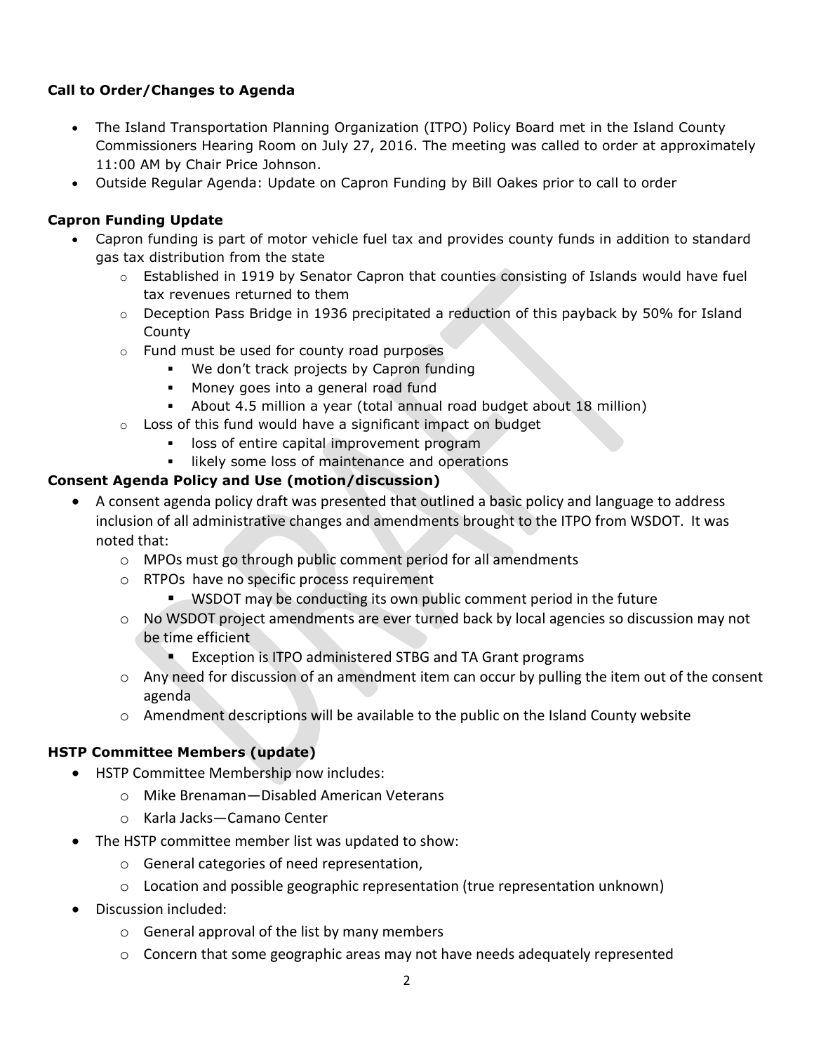**Call to Order/Changes to Agenda**

- The Island Transportation Planning Organization (ITPO) Policy Board met in the Island County Commissioners Hearing Room on July 27, 2016. The meeting was called to order at approximately 11:00 AM by Chair Price Johnson.
- Outside Regular Agenda: Update on Capron Funding by Bill Oakes prior to call to order

**Capron Funding Update**

- Capron funding is part of motor vehicle fuel tax and provides county funds in addition to standard gas tax distribution from the state
  - Established in 1919 by Senator Capron that counties consisting of Islands would have fuel tax revenues returned to them
  - Deception Pass Bridge in 1936 precipitated a reduction of this payback by 50% for Island County
  - Fund must be used for county road purposes
    - We don't track projects by Capron funding
    - Money goes into a general road fund
    - About 4.5 million a year (total annual road budget about 18 million)
  - Loss of this fund would have a significant impact on budget
    - loss of entire capital improvement program
    - likely some loss of maintenance and operations

**Consent Agenda Policy and Use (motion/discussion)**

- A consent agenda policy draft was presented that outlined a basic policy and language to address inclusion of all administrative changes and amendments brought to the ITPO from WSDOT. It was noted that:
  - MPOs must go through public comment period for all amendments
  - RTPOs have no specific process requirement
    - WSDOT may be conducting its own public comment period in the future
  - No WSDOT project amendments are ever turned back by local agencies so discussion may not be time efficient
    - Exception is ITPO administered STBG and TA Grant programs
  - Any need for discussion of an amendment item can occur by pulling the item out of the consent agenda
  - Amendment descriptions will be available to the public on the Island County website

**HSTP Committee Members (update)**

- HSTP Committee Membership now includes:
  - Mike Brenaman—Disabled American Veterans
  - Karla Jacks—Camano Center
- The HSTP committee member list was updated to show:
  - General categories of need representation,
  - Location and possible geographic representation (true representation unknown)
- Discussion included:
  - General approval of the list by many members
  - Concern that some geographic areas may not have needs adequately represented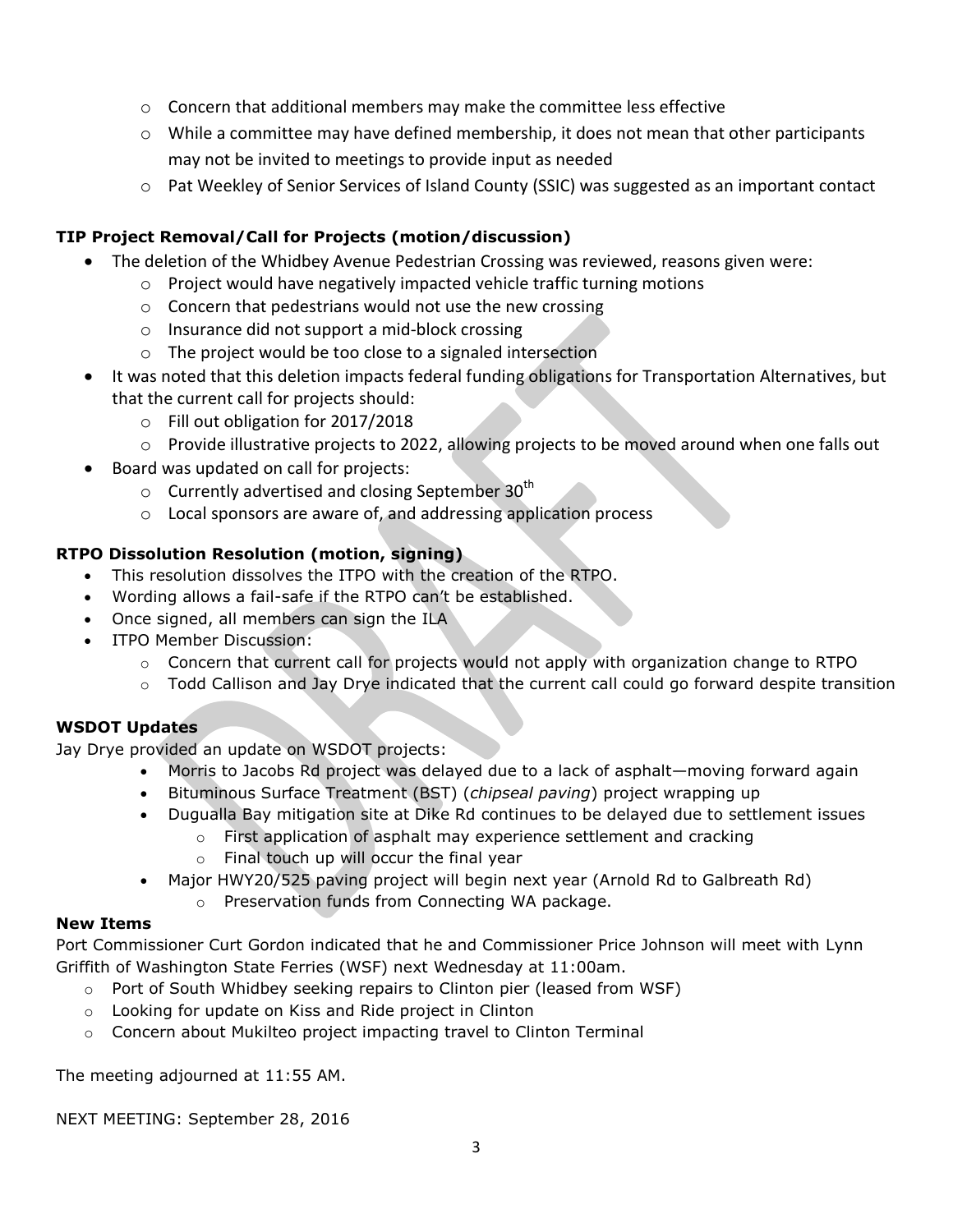- Concern that additional members may make the committee less effective
  - While a committee may have defined membership, it does not mean that other participants may not be invited to meetings to provide input as needed
  - Pat Weekley of Senior Services of Island County (SSIC) was suggested as an important contact

**TIP Project Removal/Call for Projects (motion/discussion)**

- The deletion of the Whidbey Avenue Pedestrian Crossing was reviewed, reasons given were:
  - Project would have negatively impacted vehicle traffic turning motions
  - Concern that pedestrians would not use the new crossing
  - Insurance did not support a mid-block crossing
  - The project would be too close to a signaled intersection
- It was noted that this deletion impacts federal funding obligations for Transportation Alternatives, but that the current call for projects should:
  - Fill out obligation for 2017/2018
  - Provide illustrative projects to 2022, allowing projects to be moved around when one falls out
- Board was updated on call for projects:
  - Currently advertised and closing September 30th
  - Local sponsors are aware of, and addressing application process

**RTPO Dissolution Resolution (motion, signing)**

- This resolution dissolves the ITPO with the creation of the RTPO.
- Wording allows a fail-safe if the RTPO can't be established.
- Once signed, all members can sign the ILA
- ITPO Member Discussion:
  - Concern that current call for projects would not apply with organization change to RTPO
  - Todd Callison and Jay Drye indicated that the current call could go forward despite transition

**WSDOT Updates**

Jay Drye provided an update on WSDOT projects:

- Morris to Jacobs Rd project was delayed due to a lack of asphalt—moving forward again
- Bituminous Surface Treatment (BST) (*chipseal paving*) project wrapping up
- Dugualla Bay mitigation site at Dike Rd continues to be delayed due to settlement issues
  - First application of asphalt may experience settlement and cracking
  - Final touch up will occur the final year
- Major HWY20/525 paving project will begin next year (Arnold Rd to Galbreath Rd)
  - Preservation funds from Connecting WA package.

**New Items**

Port Commissioner Curt Gordon indicated that he and Commissioner Price Johnson will meet with Lynn Griffith of Washington State Ferries (WSF) next Wednesday at 11:00am.

- Port of South Whidbey seeking repairs to Clinton pier (leased from WSF)
- Looking for update on Kiss and Ride project in Clinton
- Concern about Mukilteo project impacting travel to Clinton Terminal

The meeting adjourned at 11:55 AM.

NEXT MEETING: September 28, 2016